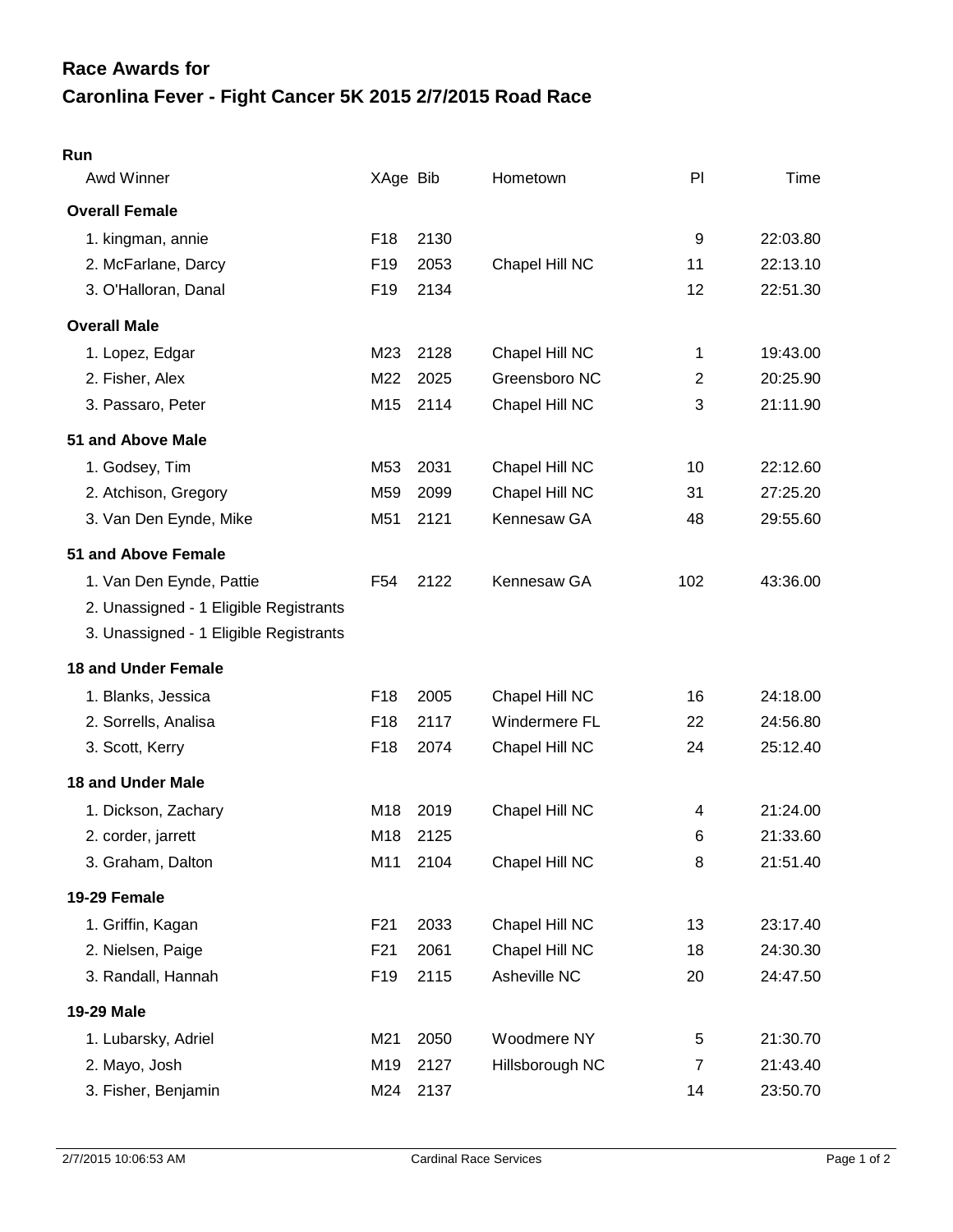# Race Awards for
# Caronlina Fever - Fight Cancer 5K 2015 2/7/2015 Road Race

**Run**

| Awd Winner | XAge | Bib | Hometown | Pl | Time |
|---|---|---|---|---|---|
| **Overall Female** | | | | | |
| 1. kingman, annie | F18 | 2130 | | 9 | 22:03.80 |
| 2. McFarlane, Darcy | F19 | 2053 | Chapel Hill NC | 11 | 22:13.10 |
| 3. O'Halloran, Danal | F19 | 2134 | | 12 | 22:51.30 |
| **Overall Male** | | | | | |
| 1. Lopez, Edgar | M23 | 2128 | Chapel Hill NC | 1 | 19:43.00 |
| 2. Fisher, Alex | M22 | 2025 | Greensboro NC | 2 | 20:25.90 |
| 3. Passaro, Peter | M15 | 2114 | Chapel Hill NC | 3 | 21:11.90 |
| **51 and Above Male** | | | | | |
| 1. Godsey, Tim | M53 | 2031 | Chapel Hill NC | 10 | 22:12.60 |
| 2. Atchison, Gregory | M59 | 2099 | Chapel Hill NC | 31 | 27:25.20 |
| 3. Van Den Eynde, Mike | M51 | 2121 | Kennesaw GA | 48 | 29:55.60 |
| **51 and Above Female** | | | | | |
| 1. Van Den Eynde, Pattie | F54 | 2122 | Kennesaw GA | 102 | 43:36.00 |
| 2. Unassigned - 1 Eligible Registrants | | | | | |
| 3. Unassigned - 1 Eligible Registrants | | | | | |
| **18 and Under Female** | | | | | |
| 1. Blanks, Jessica | F18 | 2005 | Chapel Hill NC | 16 | 24:18.00 |
| 2. Sorrells, Analisa | F18 | 2117 | Windermere FL | 22 | 24:56.80 |
| 3. Scott, Kerry | F18 | 2074 | Chapel Hill NC | 24 | 25:12.40 |
| **18 and Under Male** | | | | | |
| 1. Dickson, Zachary | M18 | 2019 | Chapel Hill NC | 4 | 21:24.00 |
| 2. corder, jarrett | M18 | 2125 | | 6 | 21:33.60 |
| 3. Graham, Dalton | M11 | 2104 | Chapel Hill NC | 8 | 21:51.40 |
| **19-29 Female** | | | | | |
| 1. Griffin, Kagan | F21 | 2033 | Chapel Hill NC | 13 | 23:17.40 |
| 2. Nielsen, Paige | F21 | 2061 | Chapel Hill NC | 18 | 24:30.30 |
| 3. Randall, Hannah | F19 | 2115 | Asheville NC | 20 | 24:47.50 |
| **19-29 Male** | | | | | |
| 1. Lubarsky, Adriel | M21 | 2050 | Woodmere NY | 5 | 21:30.70 |
| 2. Mayo, Josh | M19 | 2127 | Hillsborough NC | 7 | 21:43.40 |
| 3. Fisher, Benjamin | M24 | 2137 | | 14 | 23:50.70 |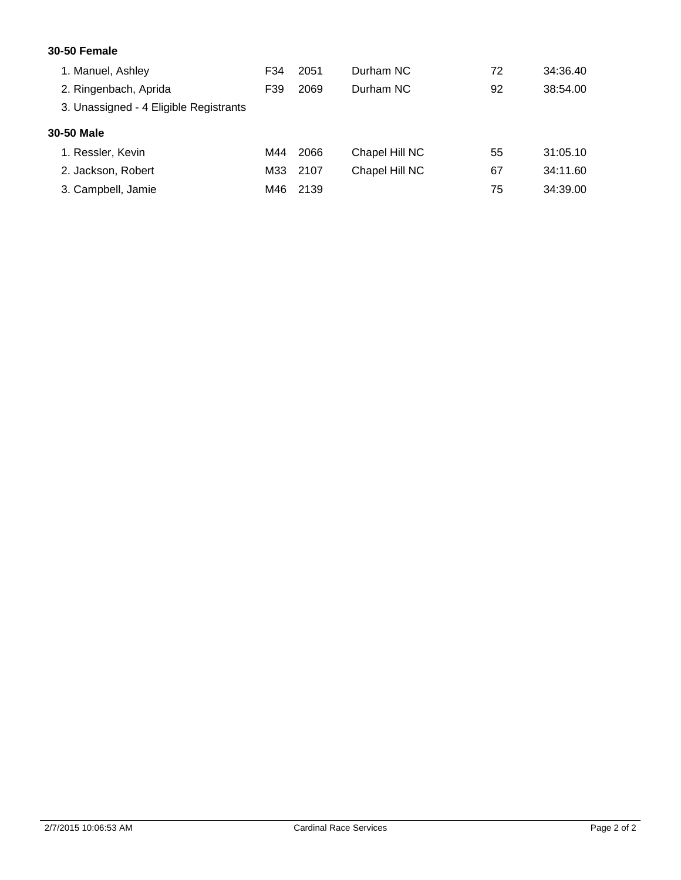### 30-50 Female

| | | | | | |
|---|---|---|---|---|---|
| 1. Manuel, Ashley | F34 | 2051 | Durham NC | 72 | 34:36.40 |
| 2. Ringenbach, Aprida | F39 | 2069 | Durham NC | 92 | 38:54.00 |
| 3. Unassigned - 4 Eligible Registrants | | | | | |

### 30-50 Male

| | | | | | |
|---|---|---|---|---|---|
| 1. Ressler, Kevin | M44 | 2066 | Chapel Hill NC | 55 | 31:05.10 |
| 2. Jackson, Robert | M33 | 2107 | Chapel Hill NC | 67 | 34:11.60 |
| 3. Campbell, Jamie | M46 | 2139 | | 75 | 34:39.00 |